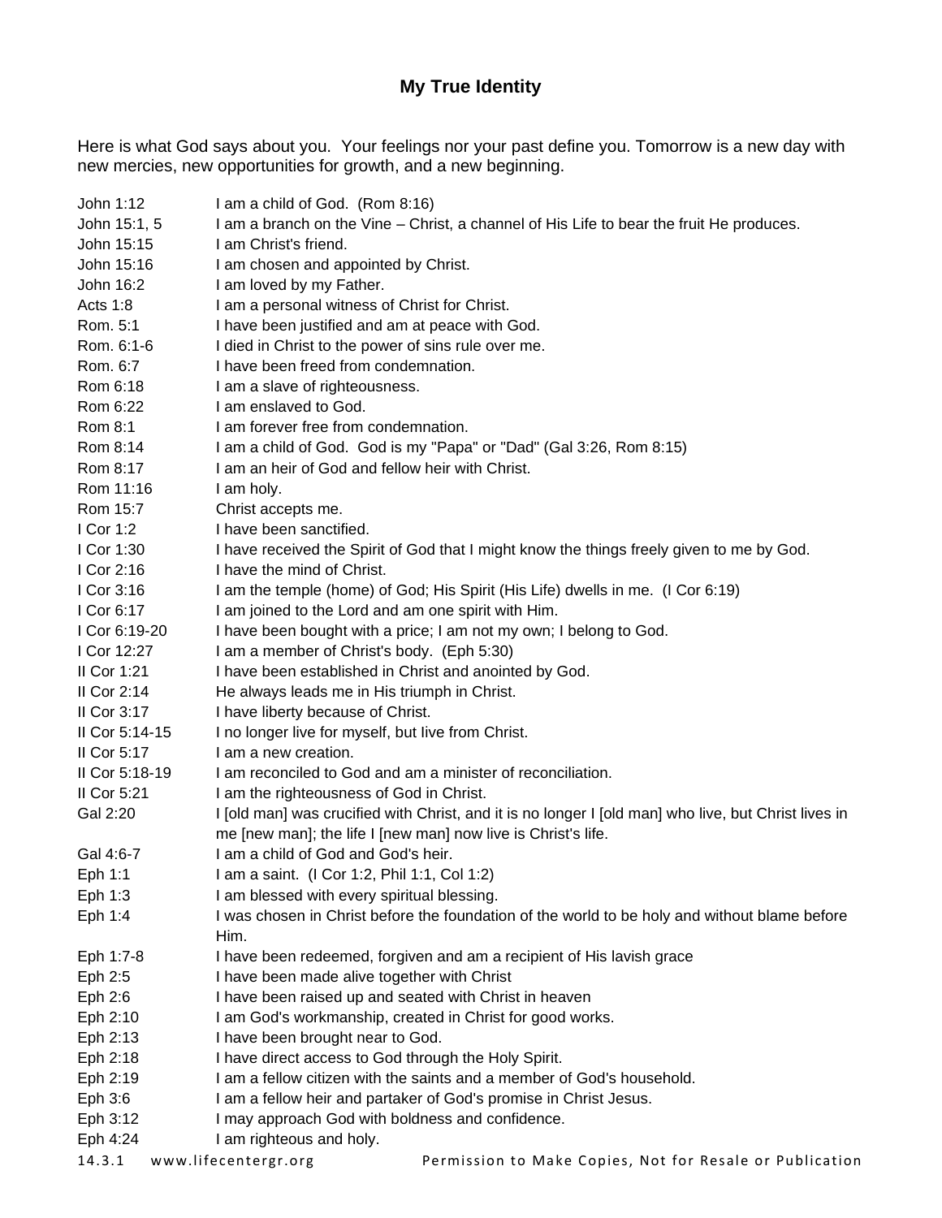# My True Identity

Here is what God says about you. Your feelings nor your past define you. Tomorrow is a new day with new mercies, new opportunities for growth, and a new beginning.

| | |
|---|---|
| John 1:12 | I am a child of God. (Rom 8:16) |
| John 15:1, 5 | I am a branch on the Vine – Christ, a channel of His Life to bear the fruit He produces. |
| John 15:15 | I am Christ's friend. |
| John 15:16 | I am chosen and appointed by Christ. |
| John 16:2 | I am loved by my Father. |
| Acts 1:8 | I am a personal witness of Christ for Christ. |
| Rom. 5:1 | I have been justified and am at peace with God. |
| Rom. 6:1-6 | I died in Christ to the power of sins rule over me. |
| Rom. 6:7 | I have been freed from condemnation. |
| Rom 6:18 | I am a slave of righteousness. |
| Rom 6:22 | I am enslaved to God. |
| Rom 8:1 | I am forever free from condemnation. |
| Rom 8:14 | I am a child of God. God is my "Papa" or "Dad" (Gal 3:26, Rom 8:15) |
| Rom 8:17 | I am an heir of God and fellow heir with Christ. |
| Rom 11:16 | I am holy. |
| Rom 15:7 | Christ accepts me. |
| I Cor 1:2 | I have been sanctified. |
| I Cor 1:30 | I have received the Spirit of God that I might know the things freely given to me by God. |
| I Cor 2:16 | I have the mind of Christ. |
| I Cor 3:16 | I am the temple (home) of God; His Spirit (His Life) dwells in me. (I Cor 6:19) |
| I Cor 6:17 | I am joined to the Lord and am one spirit with Him. |
| I Cor 6:19-20 | I have been bought with a price; I am not my own; I belong to God. |
| I Cor 12:27 | I am a member of Christ's body. (Eph 5:30) |
| II Cor 1:21 | I have been established in Christ and anointed by God. |
| II Cor 2:14 | He always leads me in His triumph in Christ. |
| II Cor 3:17 | I have liberty because of Christ. |
| II Cor 5:14-15 | I no longer live for myself, but Iive from Christ. |
| II Cor 5:17 | I am a new creation. |
| II Cor 5:18-19 | I am reconciled to God and am a minister of reconciliation. |
| II Cor 5:21 | I am the righteousness of God in Christ. |
| Gal 2:20 | I [old man] was crucified with Christ, and it is no longer I [old man] who live, but Christ lives in me [new man]; the life I [new man] now live is Christ's life. |
| Gal 4:6-7 | I am a child of God and God's heir. |
| Eph 1:1 | I am a saint. (I Cor 1:2, Phil 1:1, Col 1:2) |
| Eph 1:3 | I am blessed with every spiritual blessing. |
| Eph 1:4 | I was chosen in Christ before the foundation of the world to be holy and without blame before Him. |
| Eph 1:7-8 | I have been redeemed, forgiven and am a recipient of His lavish grace |
| Eph 2:5 | I have been made alive together with Christ |
| Eph 2:6 | I have been raised up and seated with Christ in heaven |
| Eph 2:10 | I am God's workmanship, created in Christ for good works. |
| Eph 2:13 | I have been brought near to God. |
| Eph 2:18 | I have direct access to God through the Holy Spirit. |
| Eph 2:19 | I am a fellow citizen with the saints and a member of God's household. |
| Eph 3:6 | I am a fellow heir and partaker of God's promise in Christ Jesus. |
| Eph 3:12 | I may approach God with boldness and confidence. |
| Eph 4:24 | I am righteous and holy. |

14.3.1 www.lifecentergr.org Permission to Make Copies, Not for Resale or Publication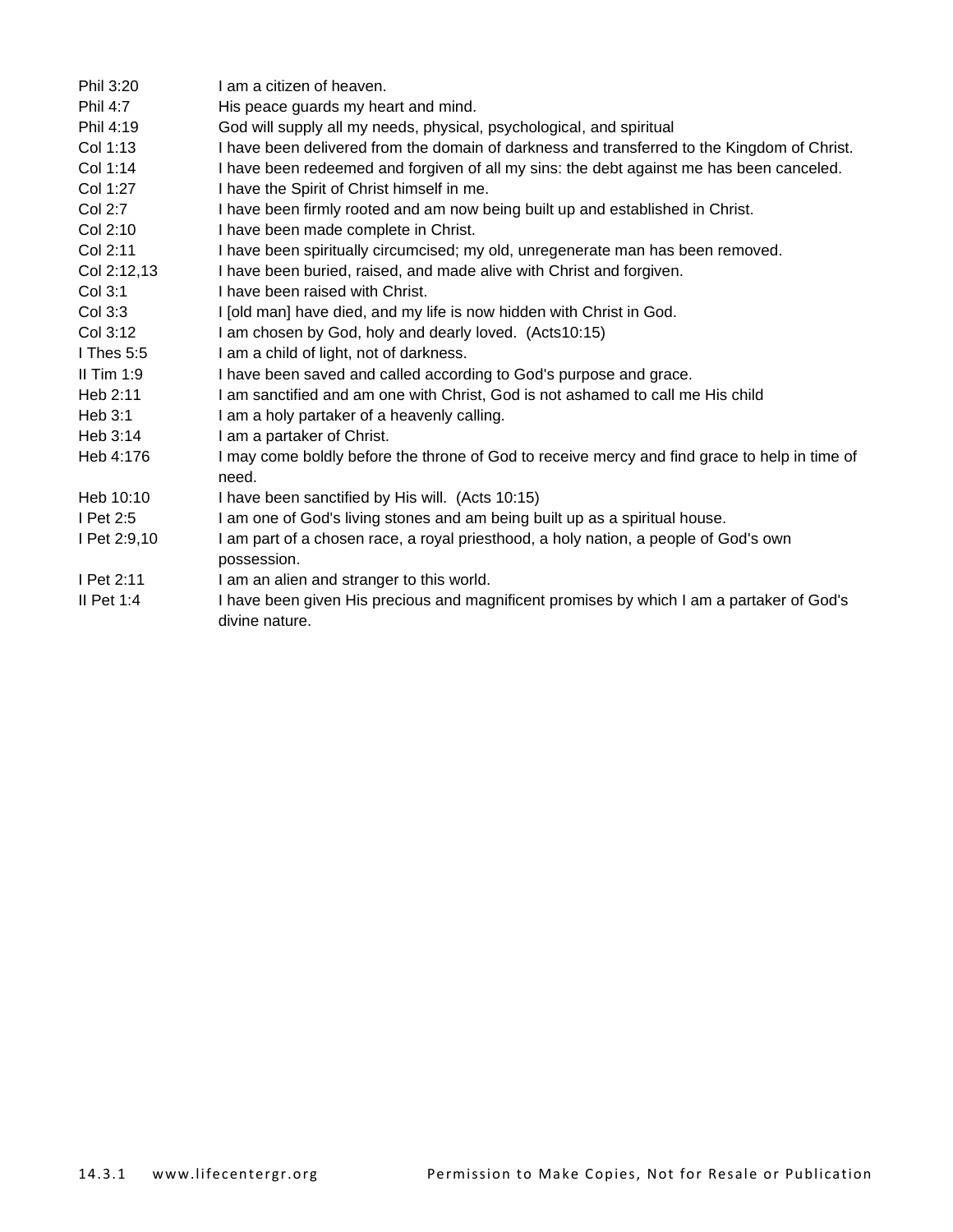| | |
|---|---|
| Phil 3:20 | I am a citizen of heaven. |
| Phil 4:7 | His peace guards my heart and mind. |
| Phil 4:19 | God will supply all my needs, physical, psychological, and spiritual |
| Col 1:13 | I have been delivered from the domain of darkness and transferred to the Kingdom of Christ. |
| Col 1:14 | I have been redeemed and forgiven of all my sins: the debt against me has been canceled. |
| Col 1:27 | I have the Spirit of Christ himself in me. |
| Col 2:7 | I have been firmly rooted and am now being built up and established in Christ. |
| Col 2:10 | I have been made complete in Christ. |
| Col 2:11 | I have been spiritually circumcised; my old, unregenerate man has been removed. |
| Col 2:12,13 | I have been buried, raised, and made alive with Christ and forgiven. |
| Col 3:1 | I have been raised with Christ. |
| Col 3:3 | I [old man] have died, and my life is now hidden with Christ in God. |
| Col 3:12 | I am chosen by God, holy and dearly loved. (Acts10:15) |
| I Thes 5:5 | I am a child of light, not of darkness. |
| II Tim 1:9 | I have been saved and called according to God's purpose and grace. |
| Heb 2:11 | I am sanctified and am one with Christ, God is not ashamed to call me His child |
| Heb 3:1 | I am a holy partaker of a heavenly calling. |
| Heb 3:14 | I am a partaker of Christ. |
| Heb 4:176 | I may come boldly before the throne of God to receive mercy and find grace to help in time of need. |
| Heb 10:10 | I have been sanctified by His will. (Acts 10:15) |
| I Pet 2:5 | I am one of God's living stones and am being built up as a spiritual house. |
| I Pet 2:9,10 | I am part of a chosen race, a royal priesthood, a holy nation, a people of God's own possession. |
| I Pet 2:11 | I am an alien and stranger to this world. |
| II Pet 1:4 | I have been given His precious and magnificent promises by which I am a partaker of God's divine nature. |

14.3.1 www.lifecentergr.org Permission to Make Copies, Not for Resale or Publication